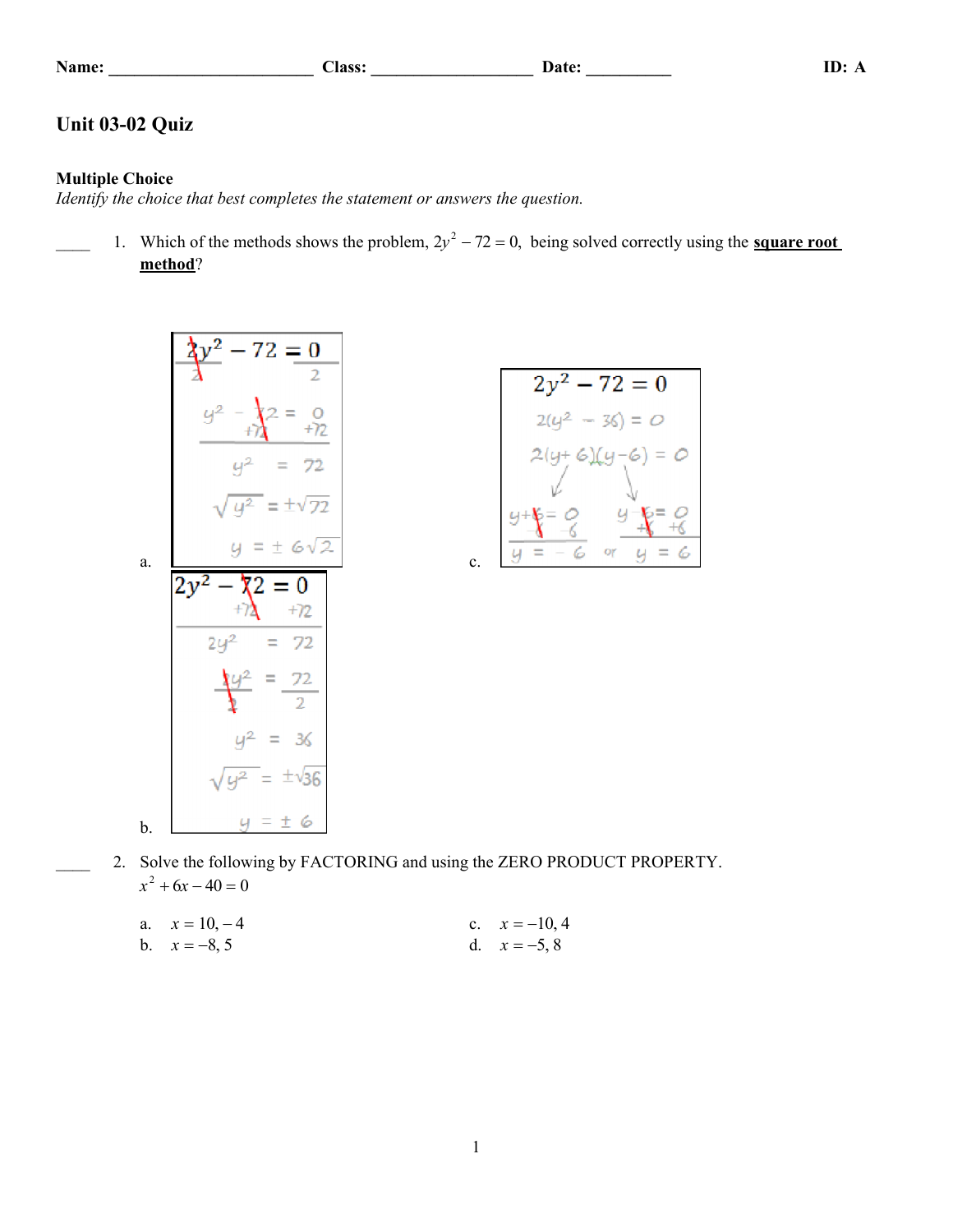Name: ________________________ Class: ___________________ Date: __________ ID: A

# Unit 03-02 Quiz

## Multiple Choice

*Identify the choice that best completes the statement or answers the question.*

____ 1. Which of the methods shows the problem, $2y^2 - 72 = 0$, being solved correctly using the **square root method**?

a.

$$2y^2 - 72 = 0$$
$$\frac{2y^2}{2} - 72 = \frac{0}{2}$$
$$y^2 - 72 = 0$$
$$+72 \quad +72$$
$$y^2 = 72$$
$$\sqrt{y^2} = \pm\sqrt{72}$$
$$y = \pm 6\sqrt{2}$$

b.

$$2y^2 - 72 = 0$$
$$+72 \quad +72$$
$$2y^2 = 72$$
$$\frac{2y^2}{2} = \frac{72}{2}$$
$$y^2 = 36$$
$$\sqrt{y^2} = \pm\sqrt{36}$$
$$y = \pm 6$$

c.

$$2y^2 - 72 = 0$$
$$2(y^2 - 36) = 0$$
$$2(y+6)(y-6) = 0$$
$$y + 6 = 0 \qquad y - 6 = 0$$
$$-6 \quad -6 \qquad +6 \quad +6$$
$$y = -6 \quad \text{or} \quad y = 6$$

____ 2. Solve the following by FACTORING and using the ZERO PRODUCT PROPERTY.
$x^2 + 6x - 40 = 0$

a. $x = 10, -4$
b. $x = -8, 5$
c. $x = -10, 4$
d. $x = -5, 8$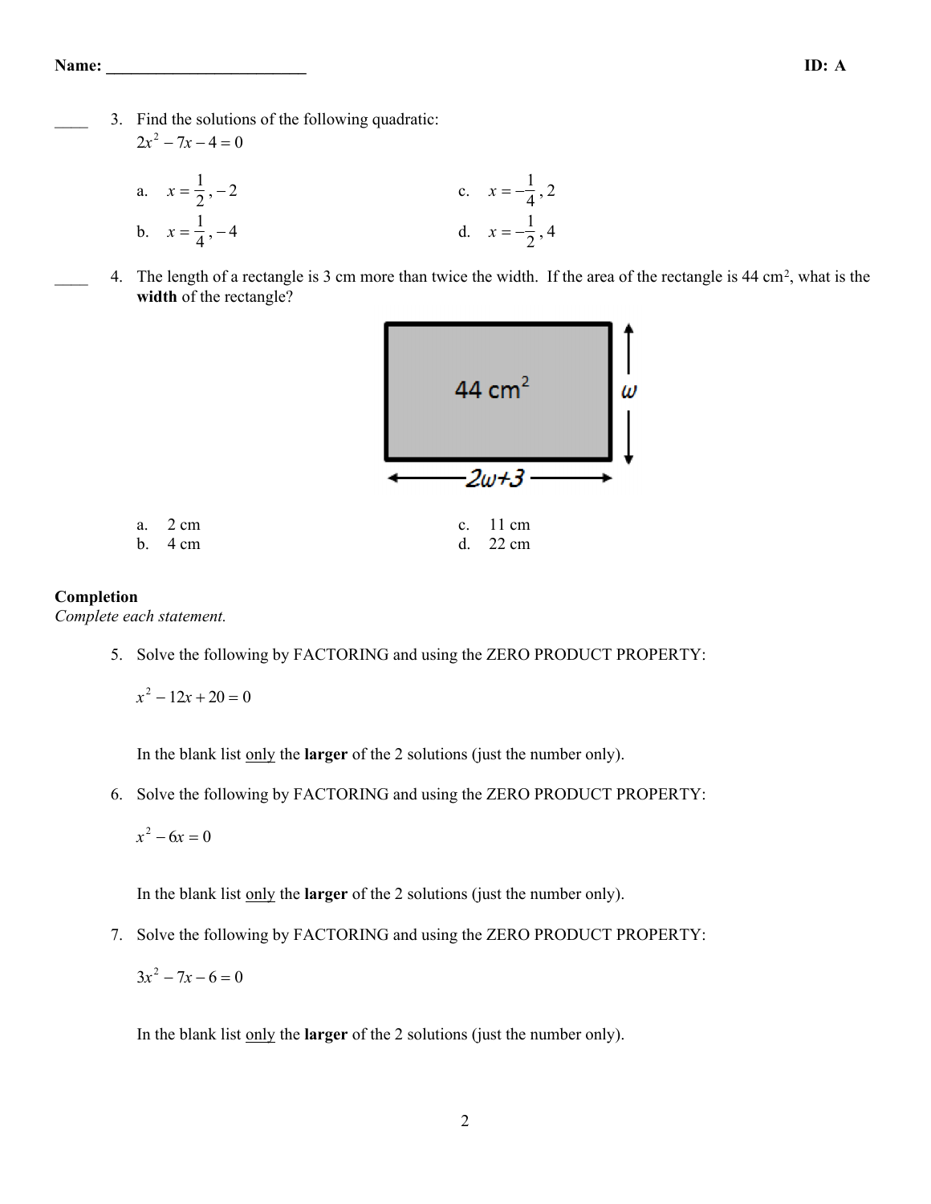Name: ________________________ ID: A

____ 3. Find the solutions of the following quadratic:
$2x^2 - 7x - 4 = 0$

a. $x = \frac{1}{2}, -2$

b. $x = \frac{1}{4}, -4$

c. $x = -\frac{1}{4}, 2$

d. $x = -\frac{1}{2}, 4$

____ 4. The length of a rectangle is 3 cm more than twice the width. If the area of the rectangle is 44 cm², what is the **width** of the rectangle?

44 cm²

$w$

$2w+3$

a. 2 cm

b. 4 cm

c. 11 cm

d. 22 cm

**Completion**

*Complete each statement.*

5. Solve the following by FACTORING and using the ZERO PRODUCT PROPERTY:

$x^2 - 12x + 20 = 0$

In the blank list only the **larger** of the 2 solutions (just the number only).

6. Solve the following by FACTORING and using the ZERO PRODUCT PROPERTY:

$x^2 - 6x = 0$

In the blank list only the **larger** of the 2 solutions (just the number only).

7. Solve the following by FACTORING and using the ZERO PRODUCT PROPERTY:

$3x^2 - 7x - 6 = 0$

In the blank list only the **larger** of the 2 solutions (just the number only).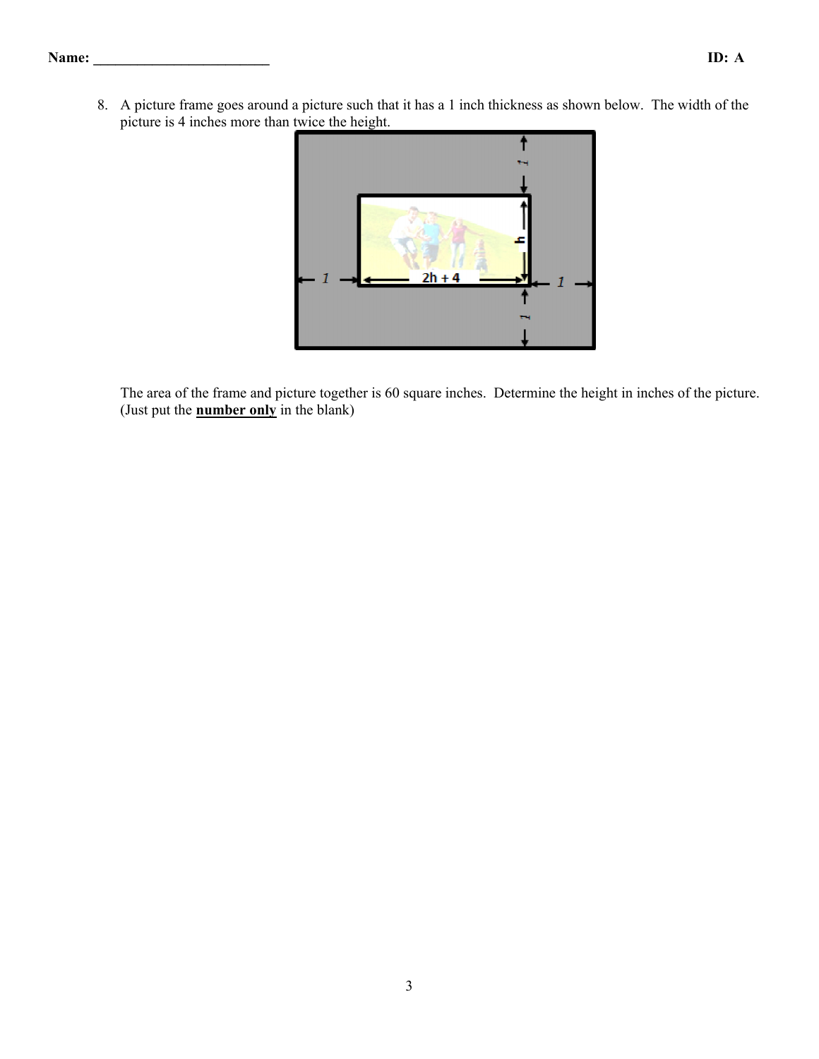8. A picture frame goes around a picture such that it has a 1 inch thickness as shown below. The width of the picture is 4 inches more than twice the height.

1

h

1

2h + 4

1

1

The area of the frame and picture together is 60 square inches. Determine the height in inches of the picture. (Just put the **number only** in the blank)